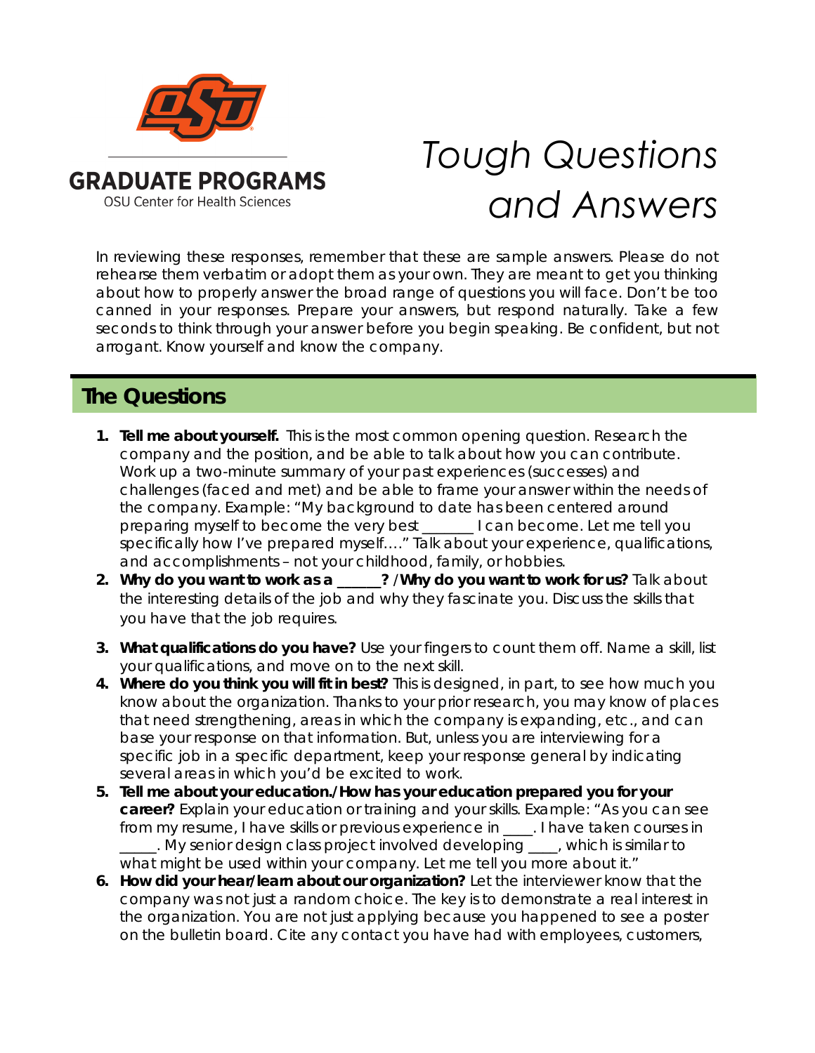GRADUATE PROGRAMS

OSU Center for Health Sciences

# *Tough Questions and Answers*

In reviewing these responses, remember that these are sample answers. Please do not rehearse them verbatim or adopt them as your own. They are meant to get you thinking about how to properly answer the broad range of questions you will face. Don't be too canned in your responses. Prepare your answers, but respond naturally. Take a few seconds to think through your answer before you begin speaking. Be confident, but not arrogant. Know yourself and know the company.

## The Questions

1. **Tell me about yourself.** This is the most common opening question. Research the company and the position, and be able to talk about how you can contribute. Work up a two-minute summary of your past experiences (successes) and challenges (faced and met) and be able to frame your answer within the needs of the company. Example: "My background to date has been centered around preparing myself to become the very best _______ I can become. Let me tell you specifically how I've prepared myself…." Talk about your experience, qualifications, and accomplishments – not your childhood, family, or hobbies.
2. **Why do you want to work as a ______? /Why do you want to work for us?** Talk about the interesting details of the job and why they fascinate you. Discuss the skills that you have that the job requires.
3. **What qualifications do you have?** Use your fingers to count them off. Name a skill, list your qualifications, and move on to the next skill.
4. **Where do you think you will fit in best?** This is designed, in part, to see how much you know about the organization. Thanks to your prior research, you may know of places that need strengthening, areas in which the company is expanding, etc., and can base your response on that information. But, unless you are interviewing for a specific job in a specific department, keep your response general by indicating several areas in which you'd be excited to work.
5. **Tell me about your education./How has your education prepared you for your career?** Explain your education or training and your skills. Example: "As you can see from my resume, I have skills or previous experience in ____. I have taken courses in _____. My senior design class project involved developing ____, which is similar to what might be used within your company. Let me tell you more about it."
6. **How did your hear/learn about our organization?** Let the interviewer know that the company was not just a random choice. The key is to demonstrate a real interest in the organization. You are not just applying because you happened to see a poster on the bulletin board. Cite any contact you have had with employees, customers,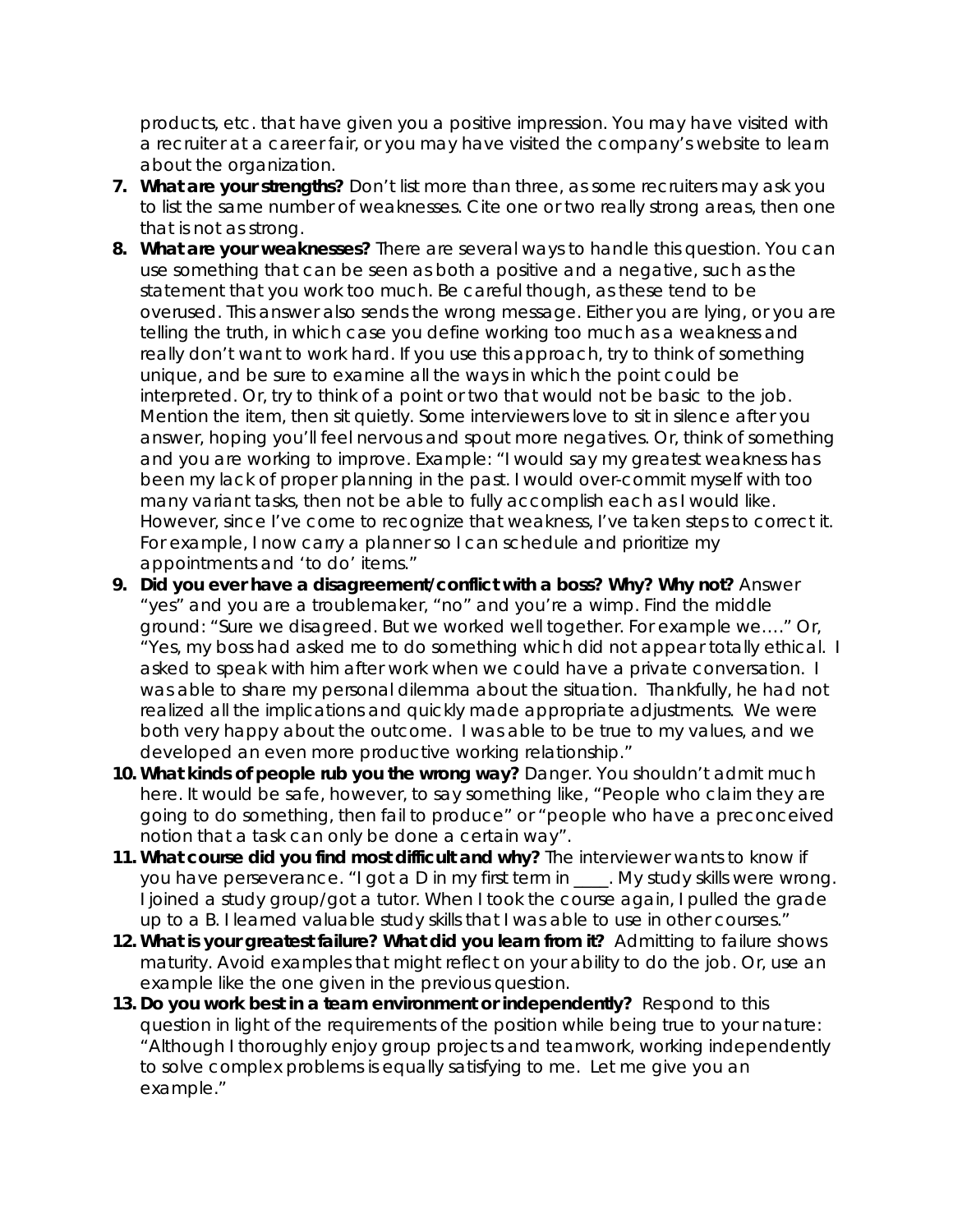products, etc. that have given you a positive impression. You may have visited with a recruiter at a career fair, or you may have visited the company's website to learn about the organization.

7. **What are your strengths?** Don't list more than three, as some recruiters may ask you to list the same number of weaknesses. Cite one or two really strong areas, then one that is not as strong.
8. **What are your weaknesses?** There are several ways to handle this question. You can use something that can be seen as both a positive and a negative, such as the statement that you work too much. Be careful though, as these tend to be overused. This answer also sends the wrong message. Either you are lying, or you are telling the truth, in which case you define working too much as a weakness and really don't want to work hard. If you use this approach, try to think of something unique, and be sure to examine all the ways in which the point could be interpreted. Or, try to think of a point or two that would not be basic to the job. Mention the item, then sit quietly. Some interviewers love to sit in silence after you answer, hoping you'll feel nervous and spout more negatives. Or, think of something and you are working to improve. Example: "I would say my greatest weakness has been my lack of proper planning in the past. I would over-commit myself with too many variant tasks, then not be able to fully accomplish each as I would like. However, since I've come to recognize that weakness, I've taken steps to correct it. For example, I now carry a planner so I can schedule and prioritize my appointments and 'to do' items."
9. **Did you ever have a disagreement/conflict with a boss? Why? Why not?** Answer "yes" and you are a troublemaker, "no" and you're a wimp. Find the middle ground: "Sure we disagreed. But we worked well together. For example we…." Or, "Yes, my boss had asked me to do something which did not appear totally ethical. I asked to speak with him after work when we could have a private conversation. I was able to share my personal dilemma about the situation. Thankfully, he had not realized all the implications and quickly made appropriate adjustments. We were both very happy about the outcome. I was able to be true to my values, and we developed an even more productive working relationship."
10. **What kinds of people rub you the wrong way?** Danger. You shouldn't admit much here. It would be safe, however, to say something like, "People who claim they are going to do something, then fail to produce" or "people who have a preconceived notion that a task can only be done a certain way".
11. **What course did you find most difficult and why?** The interviewer wants to know if you have perseverance. "I got a D in my first term in ____. My study skills were wrong. I joined a study group/got a tutor. When I took the course again, I pulled the grade up to a B. I learned valuable study skills that I was able to use in other courses."
12. **What is your greatest failure? What did you learn from it?** Admitting to failure shows maturity. Avoid examples that might reflect on your ability to do the job. Or, use an example like the one given in the previous question.
13. **Do you work best in a team environment or independently?** Respond to this question in light of the requirements of the position while being true to your nature: "Although I thoroughly enjoy group projects and teamwork, working independently to solve complex problems is equally satisfying to me. Let me give you an example."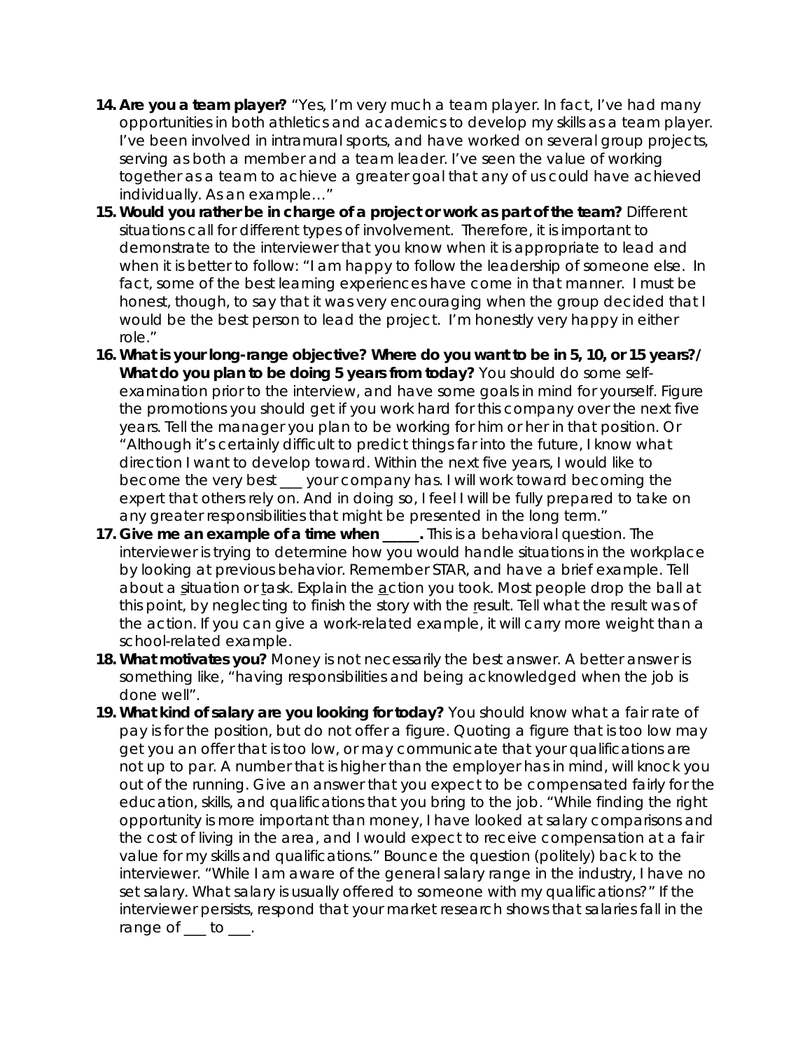14. **Are you a team player?** "Yes, I'm very much a team player. In fact, I've had many opportunities in both athletics and academics to develop my skills as a team player. I've been involved in intramural sports, and have worked on several group projects, serving as both a member and a team leader. I've seen the value of working together as a team to achieve a greater goal that any of us could have achieved individually. As an example…"
15. **Would you rather be in charge of a project or work as part of the team?** Different situations call for different types of involvement. Therefore, it is important to demonstrate to the interviewer that you know when it is appropriate to lead and when it is better to follow: "I am happy to follow the leadership of someone else. In fact, some of the best learning experiences have come in that manner. I must be honest, though, to say that it was very encouraging when the group decided that I would be the best person to lead the project. I'm honestly very happy in either role."
16. **What is your long-range objective? Where do you want to be in 5, 10, or 15 years?/ What do you plan to be doing 5 years from today?** You should do some self-examination prior to the interview, and have some goals in mind for yourself. Figure the promotions you should get if you work hard for this company over the next five years. Tell the manager you plan to be working for him or her in that position. Or "Although it's certainly difficult to predict things far into the future, I know what direction I want to develop toward. Within the next five years, I would like to become the very best ___ your company has. I will work toward becoming the expert that others rely on. And in doing so, I feel I will be fully prepared to take on any greater responsibilities that might be presented in the long term."
17. **Give me an example of a time when _____.** This is a behavioral question. The interviewer is trying to determine how you would handle situations in the workplace by looking at previous behavior. Remember STAR, and have a brief example. Tell about a <u>s</u>ituation or <u>t</u>ask. Explain the <u>a</u>ction you took. Most people drop the ball at this point, by neglecting to finish the story with the <u>r</u>esult. Tell what the result was of the action. If you can give a work-related example, it will carry more weight than a school-related example.
18. **What motivates you?** Money is not necessarily the best answer. A better answer is something like, "having responsibilities and being acknowledged when the job is done well".
19. **What kind of salary are you looking for today?** You should know what a fair rate of pay is for the position, but do not offer a figure. Quoting a figure that is too low may get you an offer that is too low, or may communicate that your qualifications are not up to par. A number that is higher than the employer has in mind, will knock you out of the running. Give an answer that you expect to be compensated fairly for the education, skills, and qualifications that you bring to the job. "While finding the right opportunity is more important than money, I have looked at salary comparisons and the cost of living in the area, and I would expect to receive compensation at a fair value for my skills and qualifications." Bounce the question (politely) back to the interviewer. "While I am aware of the general salary range in the industry, I have no set salary. What salary is usually offered to someone with my qualifications?" If the interviewer persists, respond that your market research shows that salaries fall in the range of ___ to ___.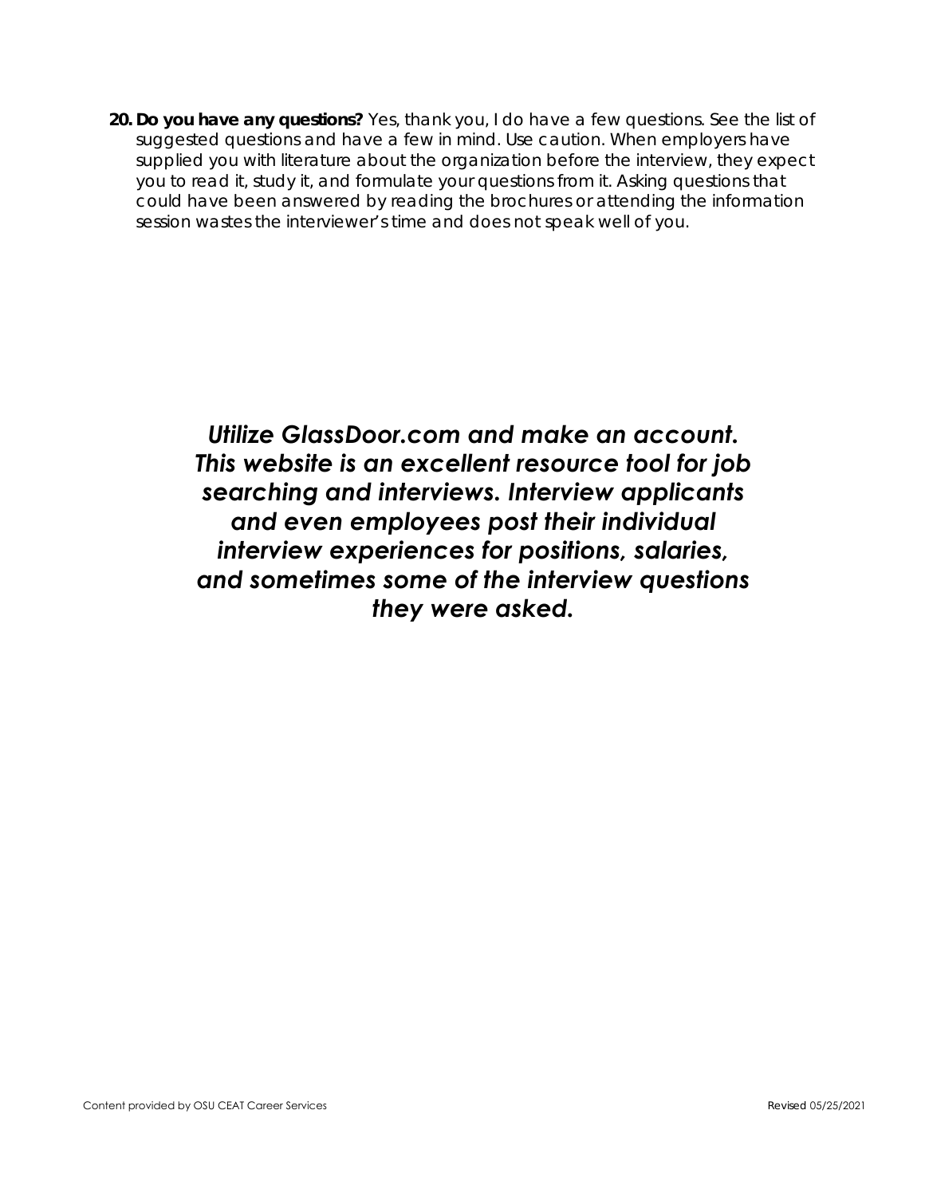20. **Do you have any questions?** Yes, thank you, I do have a few questions. See the list of suggested questions and have a few in mind. Use caution. When employers have supplied you with literature about the organization before the interview, they expect you to read it, study it, and formulate your questions from it. Asking questions that could have been answered by reading the brochures or attending the information session wastes the interviewer's time and does not speak well of you.

***Utilize GlassDoor.com and make an account. This website is an excellent resource tool for job searching and interviews. Interview applicants and even employees post their individual interview experiences for positions, salaries, and sometimes some of the interview questions they were asked.***

Content provided by OSU CEAT Career Services

Revised 05/25/2021